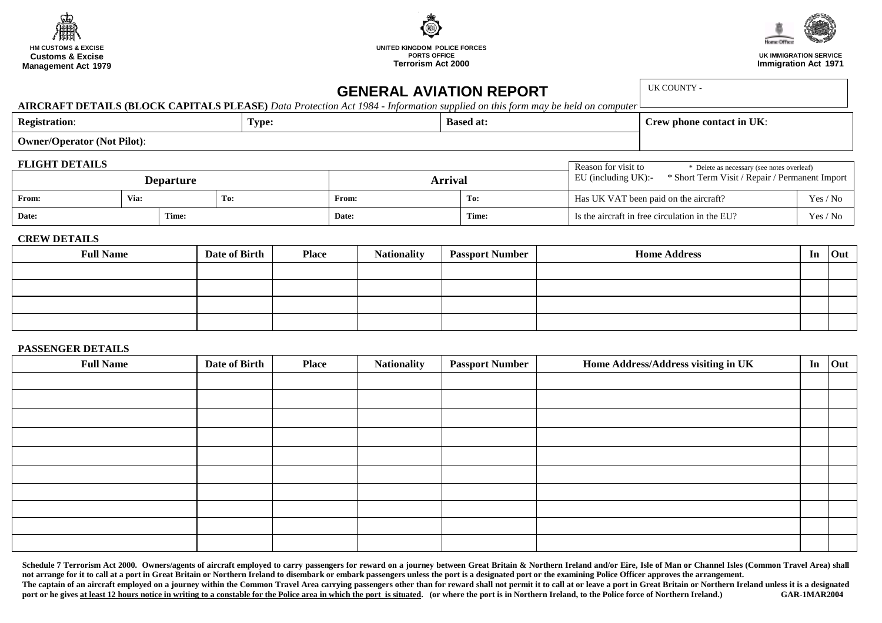HM CUSTOMS & EXCISE
**Customs & Excise Management Act 1979**

UNITED KINGDOM POLICE FORCES
PORTS OFFICE
**Terrorism Act 2000**

UK IMMIGRATION SERVICE
**Immigration Act 1971**

# GENERAL AVIATION REPORT

UK COUNTY -

**AIRCRAFT DETAILS (BLOCK CAPITALS PLEASE)** *Data Protection Act 1984 - Information supplied on this form may be held on computer*

| **Registration**: | **Type:** | **Based at:** | **Crew phone contact in UK**: |
|---|---|---|---|
| **Owner/Operator (Not Pilot)**: | | | |

**FLIGHT DETAILS**

| Departure | | | Arrival | | Reason for visit to EU (including UK):- \* Delete as necessary (see notes overleaf) \* Short Term Visit / Repair / Permanent Import | |
|---|---|---|---|---|---|---|
| **From:** | **Via:** | **To:** | **From:** | **To:** | Has UK VAT been paid on the aircraft? | Yes / No |
| **Date:** | **Time:** | | **Date:** | **Time:** | Is the aircraft in free circulation in the EU? | Yes / No |

**CREW DETAILS**

| Full Name | Date of Birth | Place | Nationality | Passport Number | Home Address | In | Out |
|---|---|---|---|---|---|---|---|
| | | | | | | | |
| | | | | | | | |
| | | | | | | | |
| | | | | | | | |

**PASSENGER DETAILS**

| Full Name | Date of Birth | Place | Nationality | Passport Number | Home Address/Address visiting in UK | In | Out |
|---|---|---|---|---|---|---|---|
| | | | | | | | |
| | | | | | | | |
| | | | | | | | |
| | | | | | | | |
| | | | | | | | |
| | | | | | | | |
| | | | | | | | |
| | | | | | | | |
| | | | | | | | |
| | | | | | | | |

**Schedule 7 Terrorism Act 2000. Owners/agents of aircraft employed to carry passengers for reward on a journey between Great Britain & Northern Ireland and/or Eire, Isle of Man or Channel Isles (Common Travel Area) shall not arrange for it to call at a port in Great Britain or Northern Ireland to disembark or embark passengers unless the port is a designated port or the examining Police Officer approves the arrangement.**
**The captain of an aircraft employed on a journey within the Common Travel Area carrying passengers other than for reward shall not permit it to call at or leave a port in Great Britain or Northern Ireland unless it is a designated port or he gives <u>at least 12 hours notice in writing to a constable for the Police area in which the port is situated</u>. (or where the port is in Northern Ireland, to the Police force of Northern Ireland.)** **GAR-1MAR2004**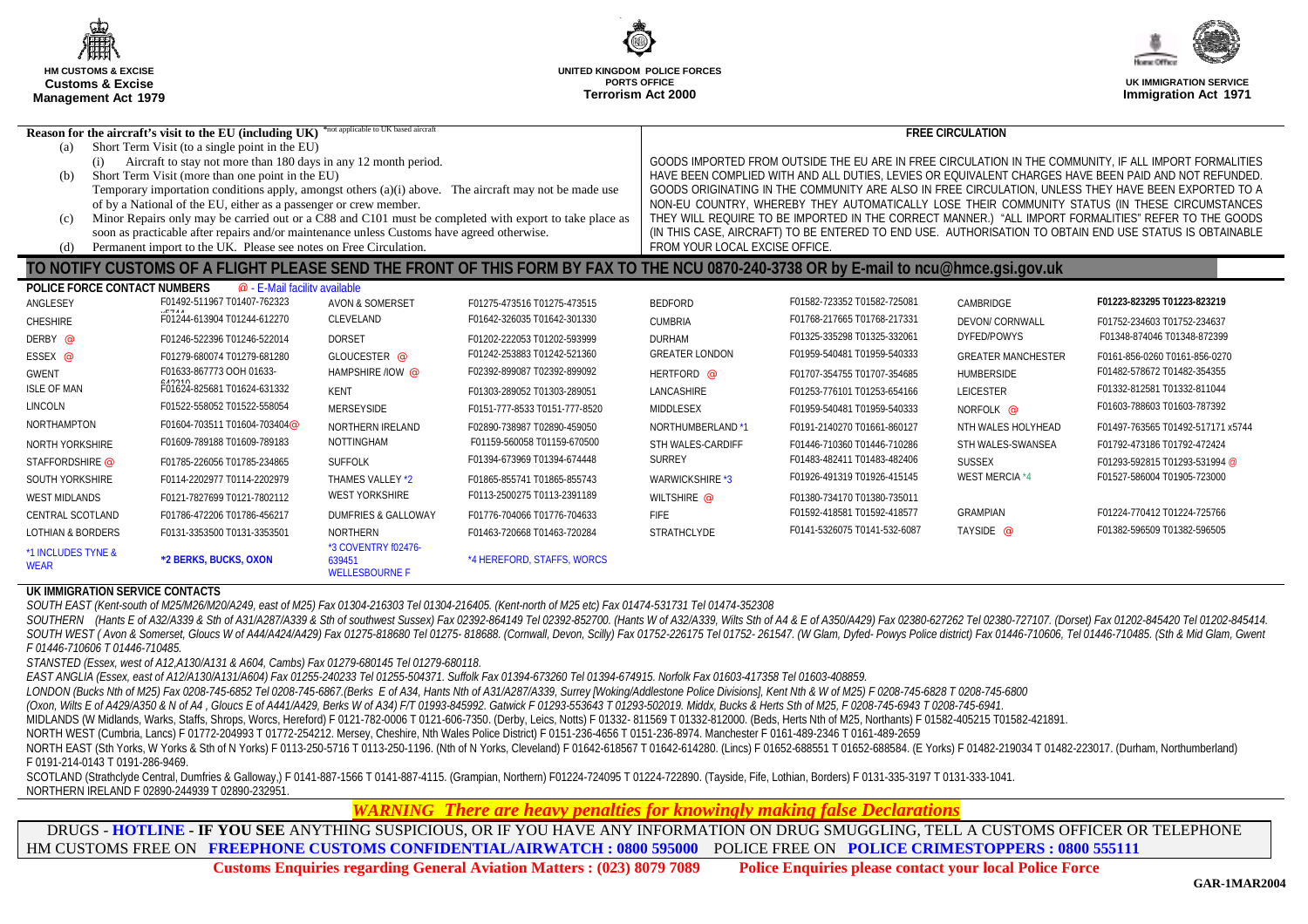**HM CUSTOMS & EXCISE**
**Customs & Excise Management Act 1979**

**UNITED KINGDOM POLICE FORCES**
**PORTS OFFICE**
**Terrorism Act 2000**

**UK IMMIGRATION SERVICE**
**Immigration Act 1971**

**Reason for the aircraft's visit to the EU (including UK)** *not applicable to UK based aircraft

(a) Short Term Visit (to a single point in the EU)
  (i) Aircraft to stay not more than 180 days in any 12 month period.

(b) Short Term Visit (more than one point in the EU)
  Temporary importation conditions apply, amongst others (a)(i) above. The aircraft may not be made use of by a National of the EU, either as a passenger or crew member.

(c) Minor Repairs only may be carried out or a C88 and C101 must be completed with export to take place as soon as practicable after repairs and/or maintenance unless Customs have agreed otherwise.

(d) Permanent import to the UK. Please see notes on Free Circulation.

**FREE CIRCULATION**

GOODS IMPORTED FROM OUTSIDE THE EU ARE IN FREE CIRCULATION IN THE COMMUNITY, IF ALL IMPORT FORMALITIES HAVE BEEN COMPLIED WITH AND ALL DUTIES, LEVIES OR EQUIVALENT CHARGES HAVE BEEN PAID AND NOT REFUNDED. GOODS ORIGINATING IN THE COMMUNITY ARE ALSO IN FREE CIRCULATION, UNLESS THEY HAVE BEEN EXPORTED TO A NON-EU COUNTRY, WHEREBY THEY AUTOMATICALLY LOSE THEIR COMMUNITY STATUS (IN THESE CIRCUMSTANCES THEY WILL REQUIRE TO BE IMPORTED IN THE CORRECT MANNER.) "ALL IMPORT FORMALITIES" REFER TO THE GOODS (IN THIS CASE, AIRCRAFT) TO BE ENTERED TO END USE. AUTHORISATION TO OBTAIN END USE STATUS IS OBTAINABLE FROM YOUR LOCAL EXCISE OFFICE.

## TO NOTIFY CUSTOMS OF A FLIGHT PLEASE SEND THE FRONT OF THIS FORM BY FAX TO THE NCU 0870-240-3738 OR by E-mail to ncu@hmce.gsi.gov.uk

**POLICE FORCE CONTACT NUMBERS** @ - E-Mail facility available

| | | | | | | | |
|---|---|---|---|---|---|---|---|
| ANGLESEY | F01492-511967 T01407-762323 | AVON & SOMERSET | F01275-473516 T01275-473515 | BEDFORD | F01582-723352 T01582-725081 | CAMBRIDGE | F01223-823295 T01223-823219 |
| CHESHIRE | F01244-613904 T01244-612270 | CLEVELAND | F01642-326035 T01642-301330 | CUMBRIA | F01768-217665 T01768-217331 | DEVON/ CORNWALL | F01752-234603 T01752-234637 |
| DERBY @ | F01246-522396 T01246-522014 | DORSET | F01202-222053 T01202-593999 | DURHAM | F01325-335298 T01325-332061 | DYFED/POWYS | F01348-874046 T01348-872399 |
| ESSEX @ | F01279-680074 T01279-681280 | GLOUCESTER @ | F01242-253883 T01242-521360 | GREATER LONDON | F01959-540481 T01959-540333 | GREATER MANCHESTER | F0161-856-0260 T0161-856-0270 |
| GWENT | F01633-867773 OOH 01633-642210 | HAMPSHIRE /IOW @ | F02392-899087 T02392-899092 | HERTFORD @ | F01707-354755 T01707-354685 | HUMBERSIDE | F01482-578672 T01482-354355 |
| ISLE OF MAN | F01624-825681 T01624-631332 | KENT | F01303-289052 T01303-289051 | LANCASHIRE | F01253-776101 T01253-654166 | LEICESTER | F01332-812581 T01332-811044 |
| LINCOLN | F01522-558052 T01522-558054 | MERSEYSIDE | F0151-777-8533 T0151-777-8520 | MIDDLESEX | F01959-540481 T01959-540333 | NORFOLK @ | F01603-788603 T01603-787392 |
| NORTHAMPTON | F01604-703511 T01604-703404@ | NORTHERN IRELAND | F02890-738987 T02890-459050 | NORTHUMBERLAND *1 | F0191-2140270 T01661-860127 | NTH WALES HOLYHEAD | F01497-763565 T01492-517171 x5744 |
| NORTH YORKSHIRE | F01609-789188 T01609-789183 | NOTTINGHAM | F01159-560058 T01159-670500 | STH WALES-CARDIFF | F01446-710360 T01446-710286 | STH WALES-SWANSEA | F01792-473186 T01792-472424 |
| STAFFORDSHIRE @ | F01785-226056 T01785-234865 | SUFFOLK | F01394-673969 T01394-674448 | SURREY | F01483-482411 T01483-482406 | SUSSEX | F01293-592815 T01293-531994 @ |
| SOUTH YORKSHIRE | F0114-2202977 T0114-2202979 | THAMES VALLEY *2 | F01865-855741 T01865-855743 | WARWICKSHIRE *3 | F01926-491319 T01926-415145 | WEST MERCIA *4 | F01527-586004 T01905-723000 |
| WEST MIDLANDS | F0121-7827699 T0121-7802112 | WEST YORKSHIRE | F0113-2500275 T0113-2391189 | WILTSHIRE @ | F01380-734170 T01380-735011 | | |
| CENTRAL SCOTLAND | F01786-472206 T01786-456217 | DUMFRIES & GALLOWAY | F01776-704066 T01776-704633 | FIFE | F01592-418581 T01592-418577 | GRAMPIAN | F01224-770412 T01224-725766 |
| LOTHIAN & BORDERS | F0131-3353500 T0131-3353501 | NORTHERN | F01463-720668 T01463-720284 | STRATHCLYDE | F0141-5326075 T0141-532-6087 | TAYSIDE @ | F01382-596509 T01382-596505 |
| *1 INCLUDES TYNE & WEAR | *2 BERKS, BUCKS, OXON | *3 COVENTRY f02476-639451 WELLESBOURNE F | *4 HEREFORD, STAFFS, WORCS | | | | |

**UK IMMIGRATION SERVICE CONTACTS**

*SOUTH EAST (Kent-south of M25/M26/M20/A249, east of M25) Fax 01304-216303 Tel 01304-216405. (Kent-north of M25 etc) Fax 01474-531731 Tel 01474-352308*

*SOUTHERN (Hants E of A32/A339 & Sth of A31/A287/A339 & Sth of southwest Sussex) Fax 02392-864149 Tel 02392-852700. (Hants W of A32/A339, Wilts Sth of A4 & E of A350/A429) Fax 02380-627262 Tel 02380-727107. (Dorset) Fax 01202-845420 Tel 01202-845414.*

*SOUTH WEST ( Avon & Somerset, Gloucs W of A44/A424/A429) Fax 01275-818680 Tel 01275- 818688. (Cornwall, Devon, Scilly) Fax 01752-226175 Tel 01752- 261547. (W Glam, Dyfed- Powys Police district) Fax 01446-710606, Tel 01446-710485. (Sth & Mid Glam, Gwent F 01446-710606 T 01446-710485.*

*STANSTED (Essex, west of A12,A130/A131 & A604, Cambs) Fax 01279-680145 Tel 01279-680118.*

*EAST ANGLIA (Essex, east of A12/A130/A131/A604) Fax 01255-240233 Tel 01255-504371. Suffolk Fax 01394-673260 Tel 01394-674915. Norfolk Fax 01603-417358 Tel 01603-408859.*

*LONDON (Bucks Nth of M25) Fax 0208-745-6852 Tel 0208-745-6867.(Berks E of A34, Hants Nth of A31/A287/A339, Surrey [Woking/Addlestone Police Divisions], Kent Nth & W of M25) F 0208-745-6828 T 0208-745-6800*

*(Oxon, Wilts E of A429/A350 & N of A4 , Gloucs E of A441/A429, Berks W of A34) F/T 01993-845992. Gatwick F 01293-553643 T 01293-502019. Middx, Bucks & Herts Sth of M25, F 0208-745-6943 T 0208-745-6941.*

MIDLANDS (W Midlands, Warks, Staffs, Shrops, Worcs, Hereford) F 0121-782-0006 T 0121-606-7350. (Derby, Leics, Notts) F 01332- 811569 T 01332-812000. (Beds, Herts Nth of M25, Northants) F 01582-405215 T01582-421891.

NORTH WEST (Cumbria, Lancs) F 01772-204993 T 01772-254212. Mersey, Cheshire, Nth Wales Police District) F 0151-236-4656 T 0151-236-8974. Manchester F 0161-489-2346 T 0161-489-2659

NORTH EAST (Sth Yorks, W Yorks & Sth of N Yorks) F 0113-250-5716 T 0113-250-1196. (Nth of N Yorks, Cleveland) F 01642-618567 T 01642-614280. (Lincs) F 01652-688551 T 01652-688584. (E Yorks) F 01482-219034 T 01482-223017. (Durham, Northumberland) F 0191-214-0143 T 0191-286-9469.

SCOTLAND (Strathclyde Central, Dumfries & Galloway,) F 0141-887-1566 T 0141-887-4115. (Grampian, Northern) F01224-724095 T 01224-722890. (Tayside, Fife, Lothian, Borders) F 0131-335-3197 T 0131-333-1041.

NORTHERN IRELAND F 02890-244939 T 02890-232951.

***WARNING There are heavy penalties for knowingly making false Declarations***

DRUGS - **HOTLINE** - **IF YOU SEE** ANYTHING SUSPICIOUS, OR IF YOU HAVE ANY INFORMATION ON DRUG SMUGGLING, TELL A CUSTOMS OFFICER OR TELEPHONE HM CUSTOMS FREE ON **FREEPHONE CUSTOMS CONFIDENTIAL/AIRWATCH : 0800 595000** POLICE FREE ON **POLICE CRIMESTOPPERS : 0800 555111**

**Customs Enquiries regarding General Aviation Matters : (023) 8079 7089** **Police Enquiries please contact your local Police Force**

**GAR-1MAR2004**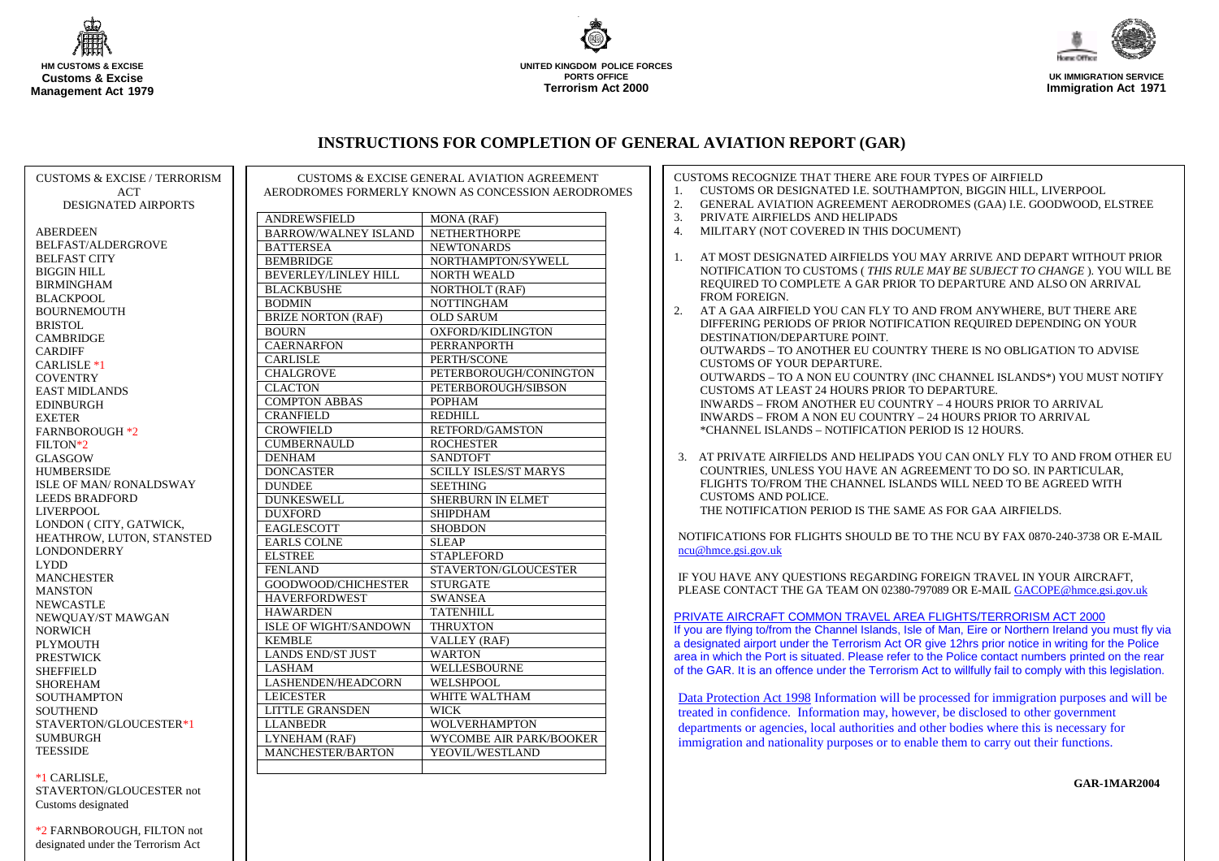**HM CUSTOMS & EXCISE**
**Customs & Excise Management Act 1979**

**UNITED KINGDOM POLICE FORCES**
**PORTS OFFICE**
**Terrorism Act 2000**

**UK IMMIGRATION SERVICE**
**Immigration Act 1971**

# INSTRUCTIONS FOR COMPLETION OF GENERAL AVIATION REPORT (GAR)

CUSTOMS & EXCISE / TERRORISM ACT
DESIGNATED AIRPORTS

ABERDEEN
BELFAST/ALDERGROVE
BELFAST CITY
BIGGIN HILL
BIRMINGHAM
BLACKPOOL
BOURNEMOUTH
BRISTOL
CAMBRIDGE
CARDIFF
CARLISLE *1
COVENTRY
EAST MIDLANDS
EDINBURGH
EXETER
FARNBOROUGH *2
FILTON*2
GLASGOW
HUMBERSIDE
ISLE OF MAN/ RONALDSWAY
LEEDS BRADFORD
LIVERPOOL
LONDON ( CITY, GATWICK, HEATHROW, LUTON, STANSTED
LONDONDERRY
LYDD
MANCHESTER
MANSTON
NEWCASTLE
NEWQUAY/ST MAWGAN
NORWICH
PLYMOUTH
PRESTWICK
SHEFFIELD
SHOREHAM
SOUTHAMPTON
SOUTHEND
STAVERTON/GLOUCESTER*1
SUMBURGH
TEESSIDE

*1 CARLISLE, STAVERTON/GLOUCESTER not Customs designated

*2 FARNBOROUGH, FILTON not designated under the Terrorism Act

CUSTOMS & EXCISE GENERAL AVIATION AGREEMENT AERODROMES FORMERLY KNOWN AS CONCESSION AERODROMES

| | |
|---|---|
| ANDREWSFIELD | MONA (RAF) |
| BARROW/WALNEY ISLAND | NETHERTHORPE |
| BATTERSEA | NEWTONARDS |
| BEMBRIDGE | NORTHAMPTON/SYWELL |
| BEVERLEY/LINLEY HILL | NORTH WEALD |
| BLACKBUSHE | NORTHOLT (RAF) |
| BODMIN | NOTTINGHAM |
| BRIZE NORTON (RAF) | OLD SARUM |
| BOURN | OXFORD/KIDLINGTON |
| CAERNARFON | PERRANPORTH |
| CARLISLE | PERTH/SCONE |
| CHALGROVE | PETERBOROUGH/CONINGTON |
| CLACTON | PETERBOROUGH/SIBSON |
| COMPTON ABBAS | POPHAM |
| CRANFIELD | REDHILL |
| CROWFIELD | RETFORD/GAMSTON |
| CUMBERNAULD | ROCHESTER |
| DENHAM | SANDTOFT |
| DONCASTER | SCILLY ISLES/ST MARYS |
| DUNDEE | SEETHING |
| DUNKESWELL | SHERBURN IN ELMET |
| DUXFORD | SHIPDHAM |
| EAGLESCOTT | SHOBDON |
| EARLS COLNE | SLEAP |
| ELSTREE | STAPLEFORD |
| FENLAND | STAVERTON/GLOUCESTER |
| GOODWOOD/CHICHESTER | STURGATE |
| HAVERFORDWEST | SWANSEA |
| HAWARDEN | TATENHILL |
| ISLE OF WIGHT/SANDOWN | THRUXTON |
| KEMBLE | VALLEY (RAF) |
| LANDS END/ST JUST | WARTON |
| LASHAM | WELLESBOURNE |
| LASHENDEN/HEADCORN | WELSHPOOL |
| LEICESTER | WHITE WALTHAM |
| LITTLE GRANSDEN | WICK |
| LLANBEDR | WOLVERHAMPTON |
| LYNEHAM (RAF) | WYCOMBE AIR PARK/BOOKER |
| MANCHESTER/BARTON | YEOVIL/WESTLAND |
| | |

CUSTOMS RECOGNIZE THAT THERE ARE FOUR TYPES OF AIRFIELD

1. CUSTOMS OR DESIGNATED I.E. SOUTHAMPTON, BIGGIN HILL, LIVERPOOL
2. GENERAL AVIATION AGREEMENT AERODROMES (GAA) I.E. GOODWOOD, ELSTREE
3. PRIVATE AIRFIELDS AND HELIPADS
4. MILITARY (NOT COVERED IN THIS DOCUMENT)

1. AT MOST DESIGNATED AIRFIELDS YOU MAY ARRIVE AND DEPART WITHOUT PRIOR NOTIFICATION TO CUSTOMS ( *THIS RULE MAY BE SUBJECT TO CHANGE* ). YOU WILL BE REQUIRED TO COMPLETE A GAR PRIOR TO DEPARTURE AND ALSO ON ARRIVAL FROM FOREIGN.
2. AT A GAA AIRFIELD YOU CAN FLY TO AND FROM ANYWHERE, BUT THERE ARE DIFFERING PERIODS OF PRIOR NOTIFICATION REQUIRED DEPENDING ON YOUR DESTINATION/DEPARTURE POINT.
   OUTWARDS – TO ANOTHER EU COUNTRY THERE IS NO OBLIGATION TO ADVISE CUSTOMS OF YOUR DEPARTURE.
   OUTWARDS – TO A NON EU COUNTRY (INC CHANNEL ISLANDS*) YOU MUST NOTIFY CUSTOMS AT LEAST 24 HOURS PRIOR TO DEPARTURE.
   INWARDS – FROM ANOTHER EU COUNTRY – 4 HOURS PRIOR TO ARRIVAL
   INWARDS – FROM A NON EU COUNTRY – 24 HOURS PRIOR TO ARRIVAL
   *CHANNEL ISLANDS – NOTIFICATION PERIOD IS 12 HOURS.
3. AT PRIVATE AIRFIELDS AND HELIPADS YOU CAN ONLY FLY TO AND FROM OTHER EU COUNTRIES, UNLESS YOU HAVE AN AGREEMENT TO DO SO. IN PARTICULAR, FLIGHTS TO/FROM THE CHANNEL ISLANDS WILL NEED TO BE AGREED WITH CUSTOMS AND POLICE.
   THE NOTIFICATION PERIOD IS THE SAME AS FOR GAA AIRFIELDS.

NOTIFICATIONS FOR FLIGHTS SHOULD BE TO THE NCU BY FAX 0870-240-3738 OR E-MAIL ncu@hmce.gsi.gov.uk

IF YOU HAVE ANY QUESTIONS REGARDING FOREIGN TRAVEL IN YOUR AIRCRAFT, PLEASE CONTACT THE GA TEAM ON 02380-797089 OR E-MAIL GACOPE@hmce.gsi.gov.uk

PRIVATE AIRCRAFT COMMON TRAVEL AREA FLIGHTS/TERRORISM ACT 2000
If you are flying to/from the Channel Islands, Isle of Man, Eire or Northern Ireland you must fly via a designated airport under the Terrorism Act OR give 12hrs prior notice in writing for the Police area in which the Port is situated. Please refer to the Police contact numbers printed on the rear of the GAR. It is an offence under the Terrorism Act to willfully fail to comply with this legislation.

Data Protection Act 1998 Information will be processed for immigration purposes and will be treated in confidence. Information may, however, be disclosed to other government departments or agencies, local authorities and other bodies where this is necessary for immigration and nationality purposes or to enable them to carry out their functions.

**GAR-1MAR2004**